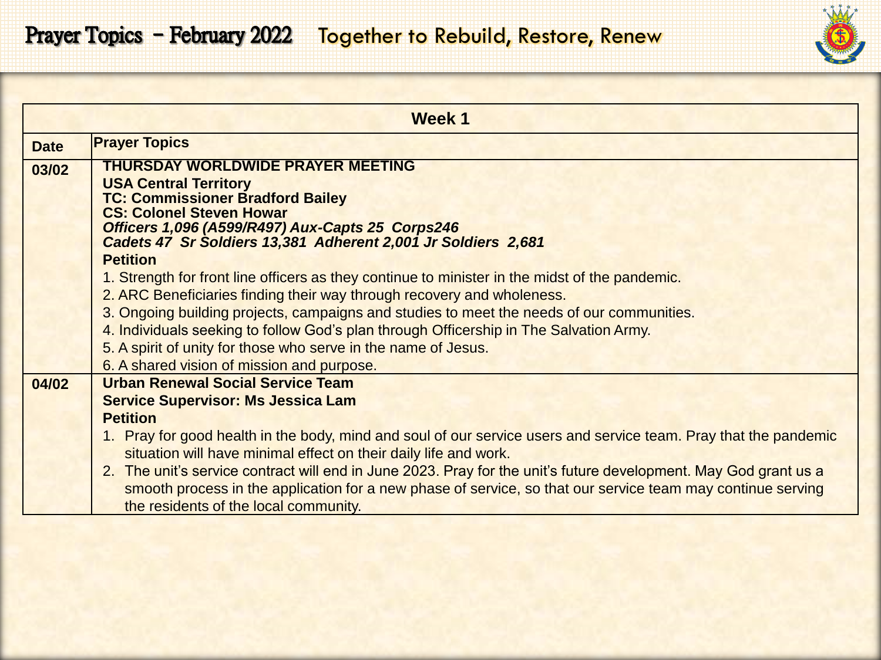# Prayer Topics – February 2022 Together to Rebuild, Restore, Renew

| Week 1 | |
|---|---|
| **Date** | **Prayer Topics** |
| **03/02** | **THURSDAY WORLDWIDE PRAYER MEETING**<br>**USA Central Territory**<br>**TC: Commissioner Bradford Bailey**<br>**CS: Colonel Steven Howar**<br>***Officers 1,096 (A599/R497) Aux-Capts 25 Corps246***<br>***Cadets 47 Sr Soldiers 13,381 Adherent 2,001 Jr Soldiers 2,681***<br>**Petition**<br>1. Strength for front line officers as they continue to minister in the midst of the pandemic.<br>2. ARC Beneficiaries finding their way through recovery and wholeness.<br>3. Ongoing building projects, campaigns and studies to meet the needs of our communities.<br>4. Individuals seeking to follow God's plan through Officership in The Salvation Army.<br>5. A spirit of unity for those who serve in the name of Jesus.<br>6. A shared vision of mission and purpose. |
| **04/02** | **Urban Renewal Social Service Team**<br>**Service Supervisor: Ms Jessica Lam**<br>**Petition**<br>1. Pray for good health in the body, mind and soul of our service users and service team. Pray that the pandemic situation will have minimal effect on their daily life and work.<br>2. The unit's service contract will end in June 2023. Pray for the unit's future development. May God grant us a smooth process in the application for a new phase of service, so that our service team may continue serving the residents of the local community. |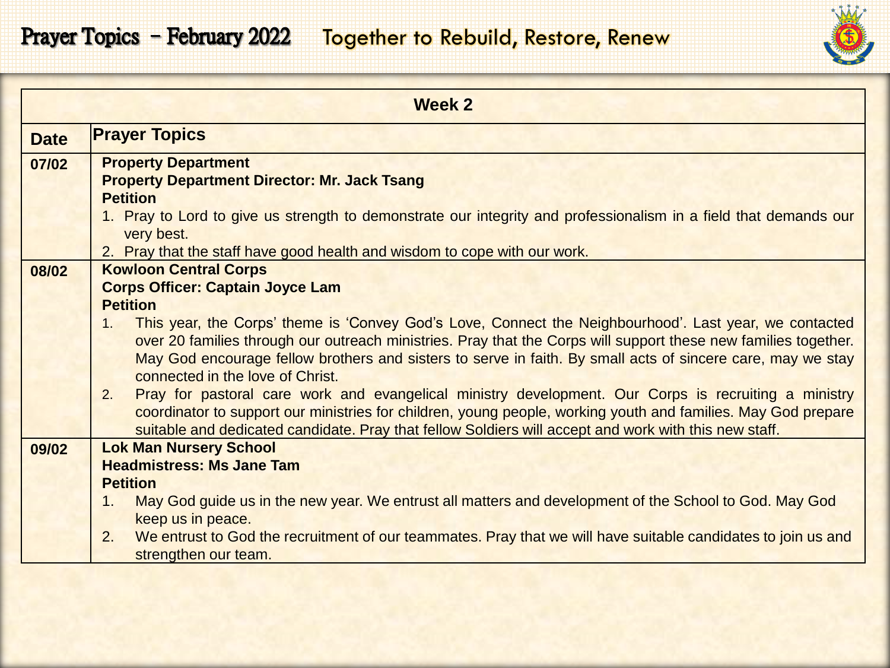# Prayer Topics – February 2022 Together to Rebuild, Restore, Renew

| Week 2 | |
|---|---|
| **Date** | **Prayer Topics** |
| **07/02** | **Property Department**<br>**Property Department Director: Mr. Jack Tsang**<br>**Petition**<br>1. Pray to Lord to give us strength to demonstrate our integrity and professionalism in a field that demands our very best.<br>2. Pray that the staff have good health and wisdom to cope with our work. |
| **08/02** | **Kowloon Central Corps**<br>**Corps Officer: Captain Joyce Lam**<br>**Petition**<br>1. This year, the Corps' theme is 'Convey God's Love, Connect the Neighbourhood'. Last year, we contacted over 20 families through our outreach ministries. Pray that the Corps will support these new families together. May God encourage fellow brothers and sisters to serve in faith. By small acts of sincere care, may we stay connected in the love of Christ.<br>2. Pray for pastoral care work and evangelical ministry development. Our Corps is recruiting a ministry coordinator to support our ministries for children, young people, working youth and families. May God prepare suitable and dedicated candidate. Pray that fellow Soldiers will accept and work with this new staff. |
| **09/02** | **Lok Man Nursery School**<br>**Headmistress: Ms Jane Tam**<br>**Petition**<br>1. May God guide us in the new year. We entrust all matters and development of the School to God. May God keep us in peace.<br>2. We entrust to God the recruitment of our teammates. Pray that we will have suitable candidates to join us and strengthen our team. |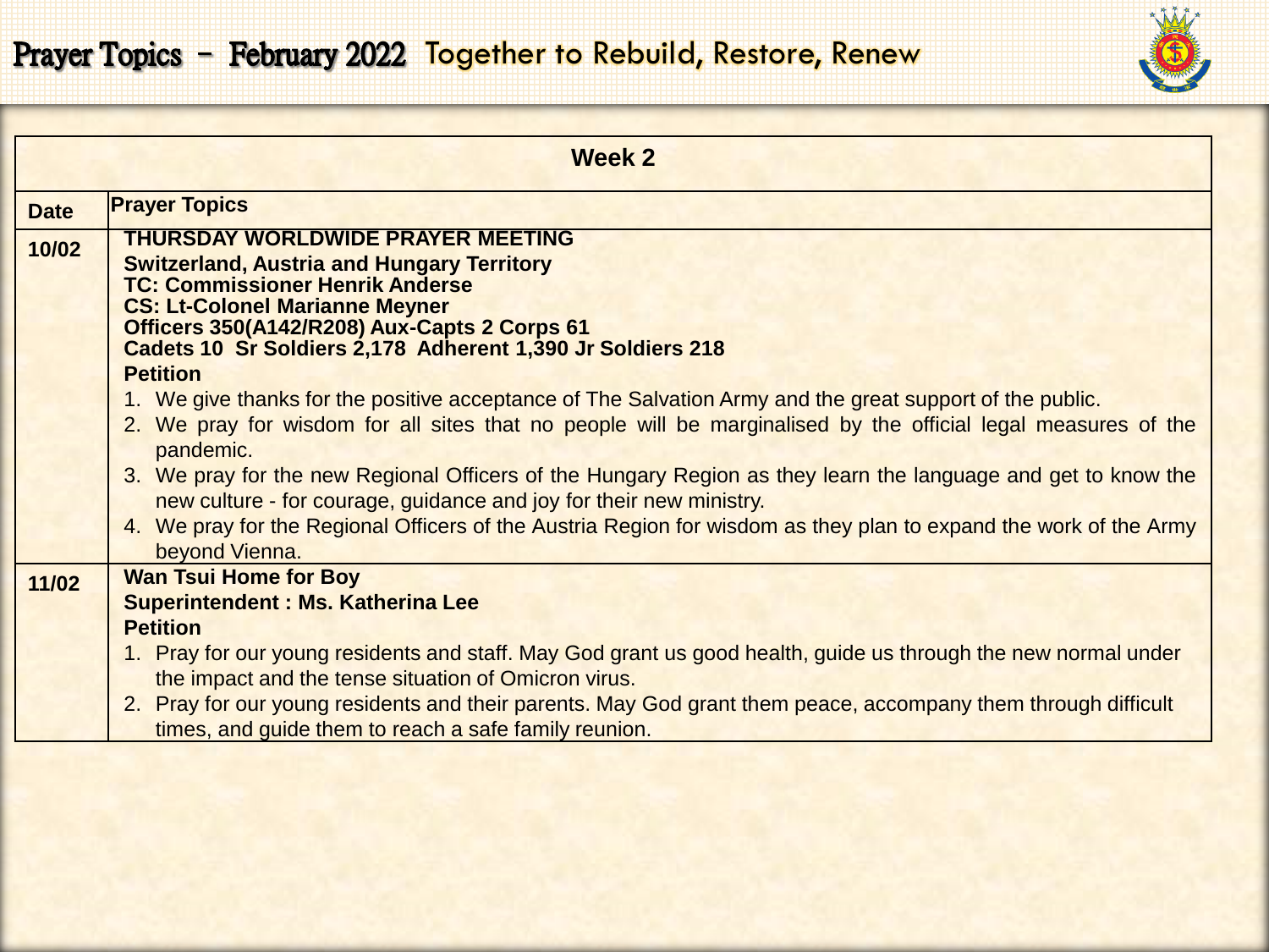# Prayer Topics – February 2022 Together to Rebuild, Restore, Renew

| Week 2 | |
|---|---|
| **Date** | **Prayer Topics** |
| **10/02** | **THURSDAY WORLDWIDE PRAYER MEETING**<br>**Switzerland, Austria and Hungary Territory**<br>**TC: Commissioner Henrik Anderse**<br>**CS: Lt-Colonel Marianne Meyner**<br>**Officers 350(A142/R208) Aux-Capts 2 Corps 61**<br>**Cadets 10 Sr Soldiers 2,178 Adherent 1,390 Jr Soldiers 218**<br>**Petition**<br>1. We give thanks for the positive acceptance of The Salvation Army and the great support of the public.<br>2. We pray for wisdom for all sites that no people will be marginalised by the official legal measures of the pandemic.<br>3. We pray for the new Regional Officers of the Hungary Region as they learn the language and get to know the new culture - for courage, guidance and joy for their new ministry.<br>4. We pray for the Regional Officers of the Austria Region for wisdom as they plan to expand the work of the Army beyond Vienna. |
| **11/02** | **Wan Tsui Home for Boy**<br>**Superintendent : Ms. Katherina Lee**<br>**Petition**<br>1. Pray for our young residents and staff. May God grant us good health, guide us through the new normal under the impact and the tense situation of Omicron virus.<br>2. Pray for our young residents and their parents. May God grant them peace, accompany them through difficult times, and guide them to reach a safe family reunion. |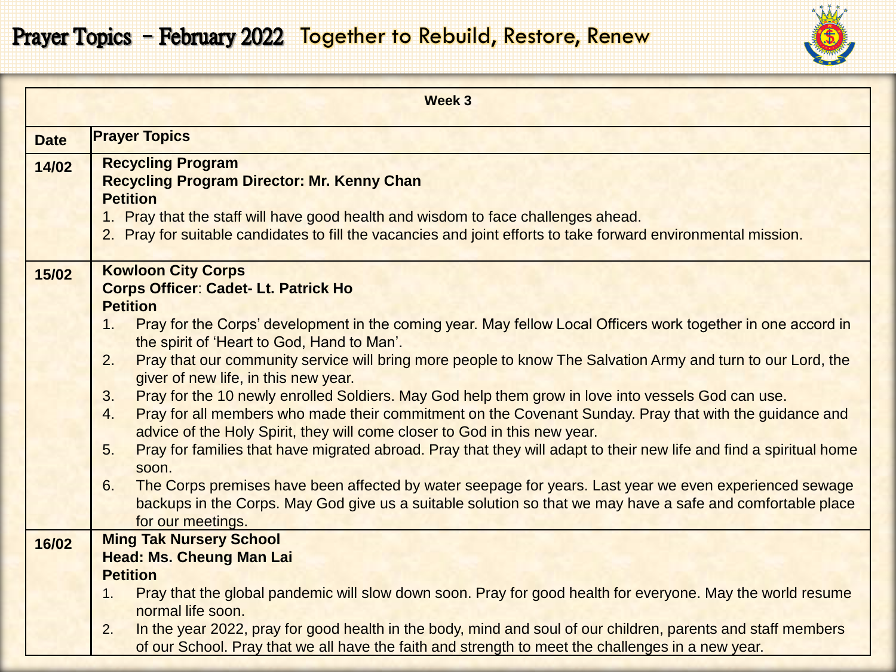# Prayer Topics – February 2022 Together to Rebuild, Restore, Renew

| Week 3 | |
|---|---|
| **Date** | **Prayer Topics** |
| **14/02** | **Recycling Program**<br>**Recycling Program Director: Mr. Kenny Chan**<br>**Petition**<br>1. Pray that the staff will have good health and wisdom to face challenges ahead.<br>2. Pray for suitable candidates to fill the vacancies and joint efforts to take forward environmental mission. |
| **15/02** | **Kowloon City Corps**<br>**Corps Officer**: **Cadet- Lt. Patrick Ho**<br>**Petition**<br>1. Pray for the Corps' development in the coming year. May fellow Local Officers work together in one accord in the spirit of 'Heart to God, Hand to Man'.<br>2. Pray that our community service will bring more people to know The Salvation Army and turn to our Lord, the giver of new life, in this new year.<br>3. Pray for the 10 newly enrolled Soldiers. May God help them grow in love into vessels God can use.<br>4. Pray for all members who made their commitment on the Covenant Sunday. Pray that with the guidance and advice of the Holy Spirit, they will come closer to God in this new year.<br>5. Pray for families that have migrated abroad. Pray that they will adapt to their new life and find a spiritual home soon.<br>6. The Corps premises have been affected by water seepage for years. Last year we even experienced sewage backups in the Corps. May God give us a suitable solution so that we may have a safe and comfortable place for our meetings. |
| **16/02** | **Ming Tak Nursery School**<br>**Head: Ms. Cheung Man Lai**<br>**Petition**<br>1. Pray that the global pandemic will slow down soon. Pray for good health for everyone. May the world resume normal life soon.<br>2. In the year 2022, pray for good health in the body, mind and soul of our children, parents and staff members of our School. Pray that we all have the faith and strength to meet the challenges in a new year. |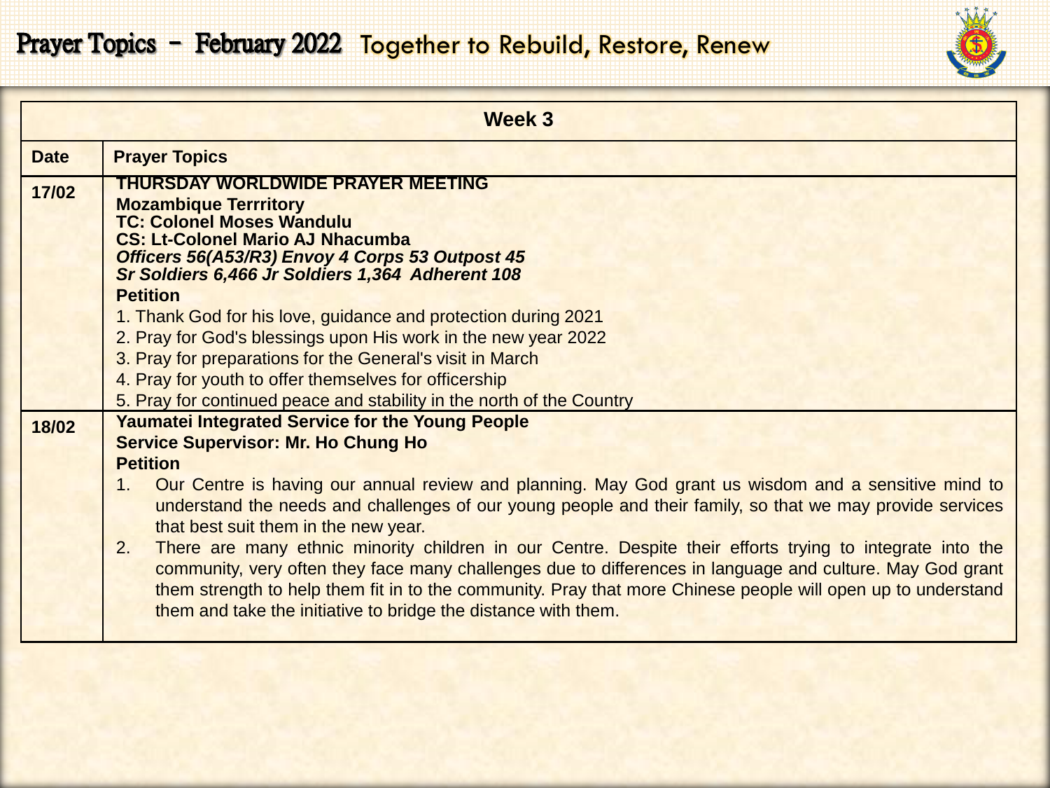# Prayer Topics – February 2022 Together to Rebuild, Restore, Renew

| Week 3 | |
|---|---|
| **Date** | **Prayer Topics** |
| **17/02** | **THURSDAY WORLDWIDE PRAYER MEETING**<br>**Mozambique Terrritory**<br>**TC: Colonel Moses Wandulu**<br>**CS: Lt-Colonel Mario AJ Nhacumba**<br>***Officers 56(A53/R3) Envoy 4 Corps 53 Outpost 45***<br>***Sr Soldiers 6,466 Jr Soldiers 1,364 Adherent 108***<br>**Petition**<br>1. Thank God for his love, guidance and protection during 2021<br>2. Pray for God's blessings upon His work in the new year 2022<br>3. Pray for preparations for the General's visit in March<br>4. Pray for youth to offer themselves for officership<br>5. Pray for continued peace and stability in the north of the Country |
| **18/02** | **Yaumatei Integrated Service for the Young People**<br>**Service Supervisor: Mr. Ho Chung Ho**<br>**Petition**<br>1. Our Centre is having our annual review and planning. May God grant us wisdom and a sensitive mind to understand the needs and challenges of our young people and their family, so that we may provide services that best suit them in the new year.<br>2. There are many ethnic minority children in our Centre. Despite their efforts trying to integrate into the community, very often they face many challenges due to differences in language and culture. May God grant them strength to help them fit in to the community. Pray that more Chinese people will open up to understand them and take the initiative to bridge the distance with them. |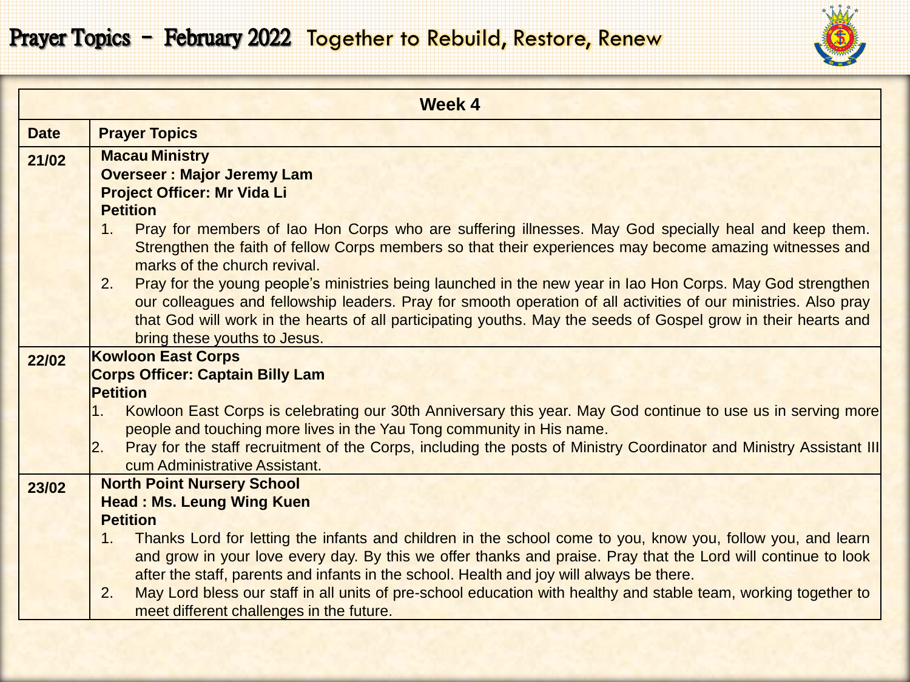# Prayer Topics - February 2022 Together to Rebuild, Restore, Renew

| Week 4 | |
|---|---|
| **Date** | **Prayer Topics** |
| **21/02** | **Macau Ministry**<br>**Overseer : Major Jeremy Lam**<br>**Project Officer: Mr Vida Li**<br>**Petition**<br>1. Pray for members of Iao Hon Corps who are suffering illnesses. May God specially heal and keep them. Strengthen the faith of fellow Corps members so that their experiences may become amazing witnesses and marks of the church revival.<br>2. Pray for the young people's ministries being launched in the new year in Iao Hon Corps. May God strengthen our colleagues and fellowship leaders. Pray for smooth operation of all activities of our ministries. Also pray that God will work in the hearts of all participating youths. May the seeds of Gospel grow in their hearts and bring these youths to Jesus. |
| **22/02** | **Kowloon East Corps**<br>**Corps Officer: Captain Billy Lam**<br>**Petition**<br>1. Kowloon East Corps is celebrating our 30th Anniversary this year. May God continue to use us in serving more people and touching more lives in the Yau Tong community in His name.<br>2. Pray for the staff recruitment of the Corps, including the posts of Ministry Coordinator and Ministry Assistant III cum Administrative Assistant. |
| **23/02** | **North Point Nursery School**<br>**Head : Ms. Leung Wing Kuen**<br>**Petition**<br>1. Thanks Lord for letting the infants and children in the school come to you, know you, follow you, and learn and grow in your love every day. By this we offer thanks and praise. Pray that the Lord will continue to look after the staff, parents and infants in the school. Health and joy will always be there.<br>2. May Lord bless our staff in all units of pre-school education with healthy and stable team, working together to meet different challenges in the future. |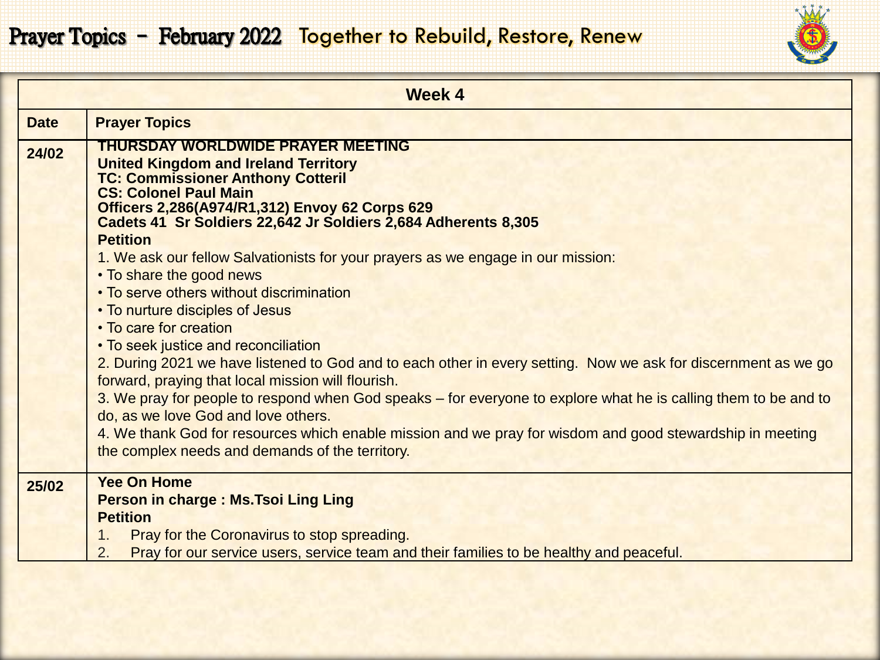# Prayer Topics – February 2022 Together to Rebuild, Restore, Renew

| Week 4 | |
|---|---|
| **Date** | **Prayer Topics** |
| **24/02** | **THURSDAY WORLDWIDE PRAYER MEETING**<br>**United Kingdom and Ireland Territory**<br>**TC: Commissioner Anthony Cotteril**<br>**CS: Colonel Paul Main**<br>**Officers 2,286(A974/R1,312) Envoy 62 Corps 629**<br>**Cadets 41 Sr Soldiers 22,642 Jr Soldiers 2,684 Adherents 8,305**<br>**Petition**<br>1. We ask our fellow Salvationists for your prayers as we engage in our mission:<br>• To share the good news<br>• To serve others without discrimination<br>• To nurture disciples of Jesus<br>• To care for creation<br>• To seek justice and reconciliation<br>2. During 2021 we have listened to God and to each other in every setting. Now we ask for discernment as we go forward, praying that local mission will flourish.<br>3. We pray for people to respond when God speaks – for everyone to explore what he is calling them to be and to do, as we love God and love others.<br>4. We thank God for resources which enable mission and we pray for wisdom and good stewardship in meeting the complex needs and demands of the territory. |
| **25/02** | **Yee On Home**<br>**Person in charge : Ms.Tsoi Ling Ling**<br>**Petition**<br>1. Pray for the Coronavirus to stop spreading.<br>2. Pray for our service users, service team and their families to be healthy and peaceful. |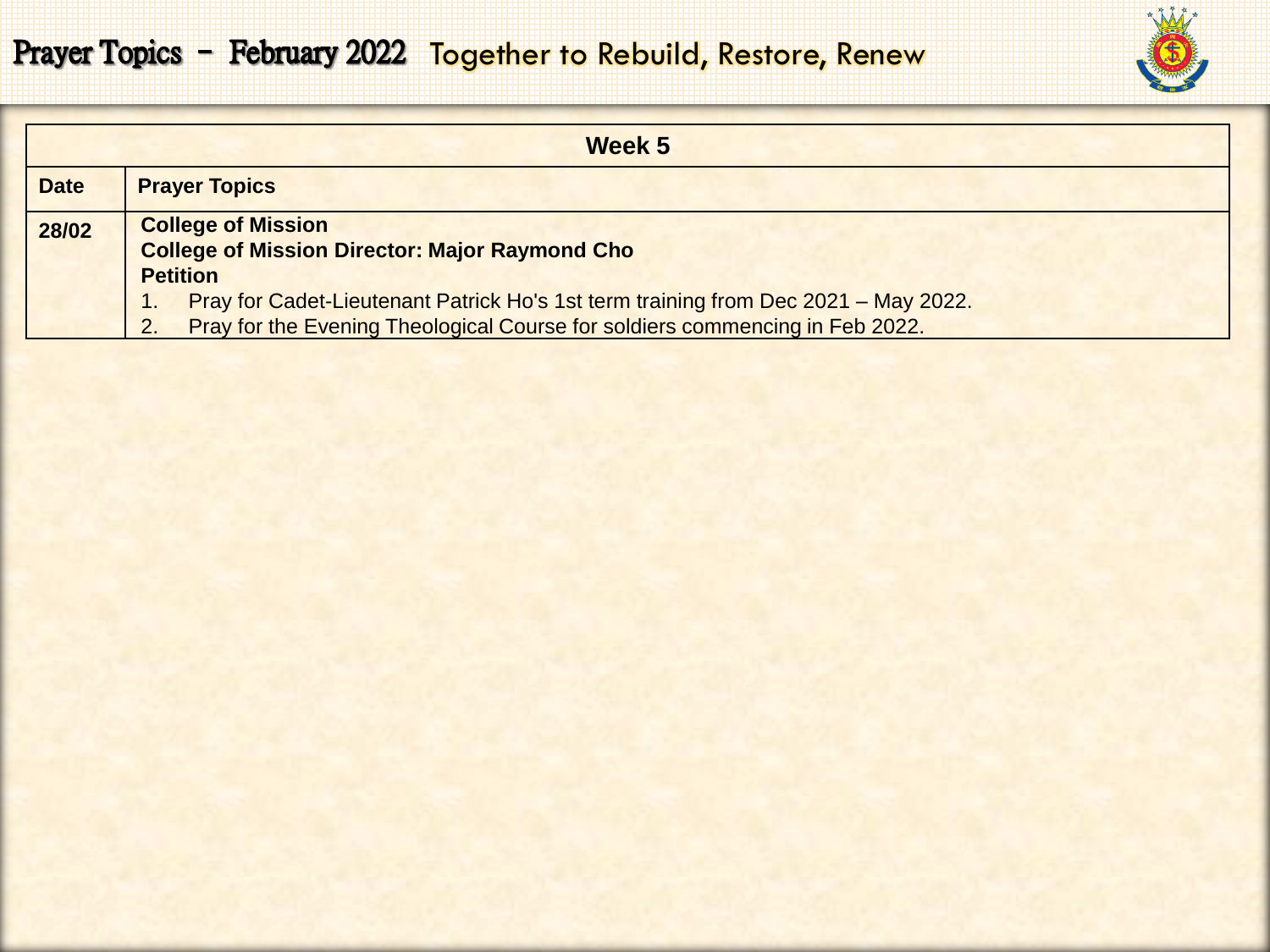# Prayer Topics – February 2022 Together to Rebuild, Restore, Renew

| Week 5 | |
|---|---|
| **Date** | **Prayer Topics** |
| **28/02** | **College of Mission**<br>**College of Mission Director: Major Raymond Cho**<br>**Petition**<br>1. Pray for Cadet-Lieutenant Patrick Ho's 1st term training from Dec 2021 – May 2022.<br>2. Pray for the Evening Theological Course for soldiers commencing in Feb 2022. |